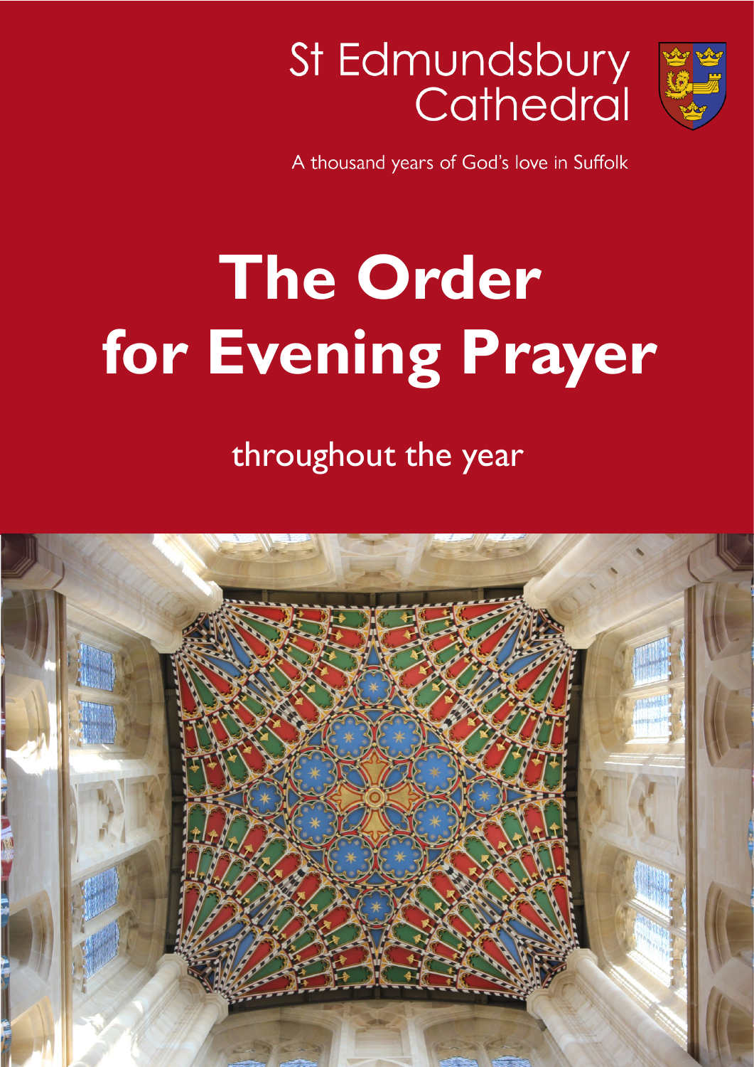St Edmundsbury Cathedral

A thousand years of God's love in Suffolk

# The Order for Evening Prayer

throughout the year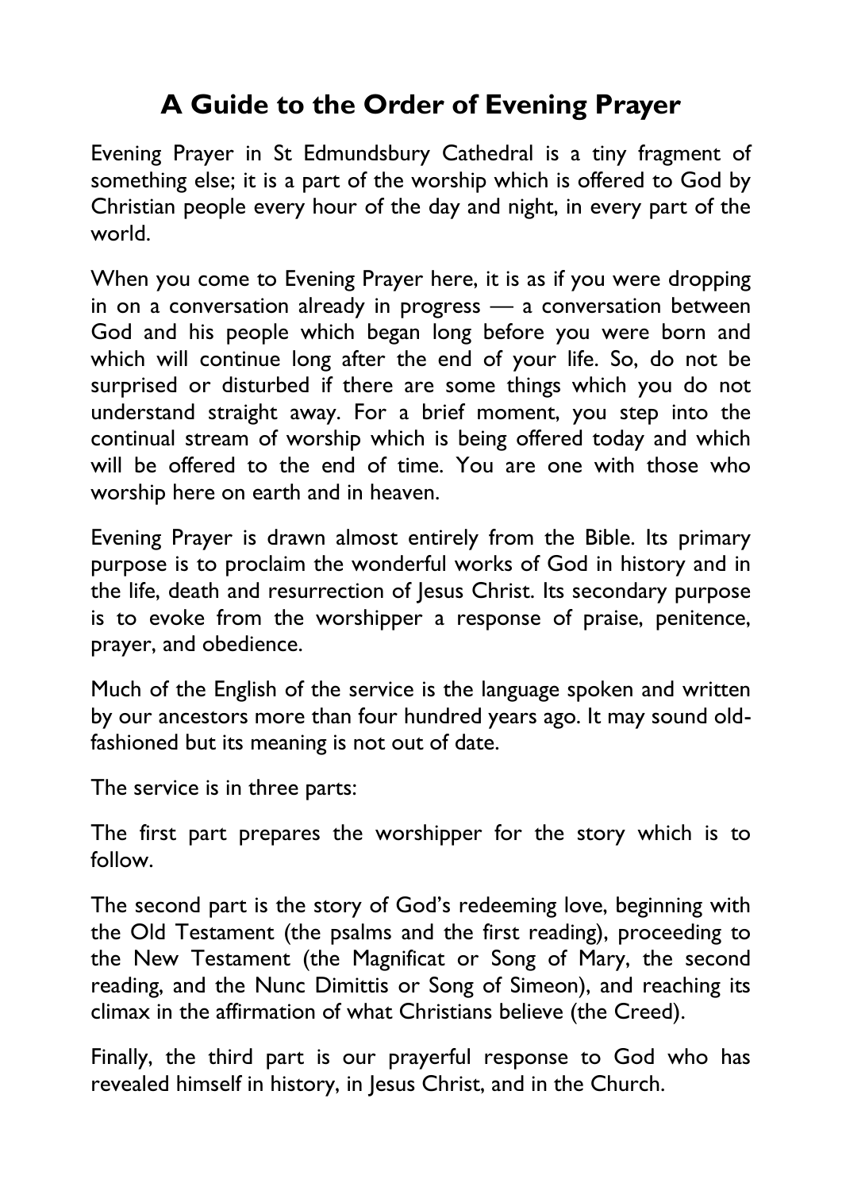# A Guide to the Order of Evening Prayer

Evening Prayer in St Edmundsbury Cathedral is a tiny fragment of something else; it is a part of the worship which is offered to God by Christian people every hour of the day and night, in every part of the world.

When you come to Evening Prayer here, it is as if you were dropping in on a conversation already in progress — a conversation between God and his people which began long before you were born and which will continue long after the end of your life. So, do not be surprised or disturbed if there are some things which you do not understand straight away. For a brief moment, you step into the continual stream of worship which is being offered today and which will be offered to the end of time. You are one with those who worship here on earth and in heaven.

Evening Prayer is drawn almost entirely from the Bible. Its primary purpose is to proclaim the wonderful works of God in history and in the life, death and resurrection of Jesus Christ. Its secondary purpose is to evoke from the worshipper a response of praise, penitence, prayer, and obedience.

Much of the English of the service is the language spoken and written by our ancestors more than four hundred years ago. It may sound old-fashioned but its meaning is not out of date.

The service is in three parts:

The first part prepares the worshipper for the story which is to follow.

The second part is the story of God's redeeming love, beginning with the Old Testament (the psalms and the first reading), proceeding to the New Testament (the Magnificat or Song of Mary, the second reading, and the Nunc Dimittis or Song of Simeon), and reaching its climax in the affirmation of what Christians believe (the Creed).

Finally, the third part is our prayerful response to God who has revealed himself in history, in Jesus Christ, and in the Church.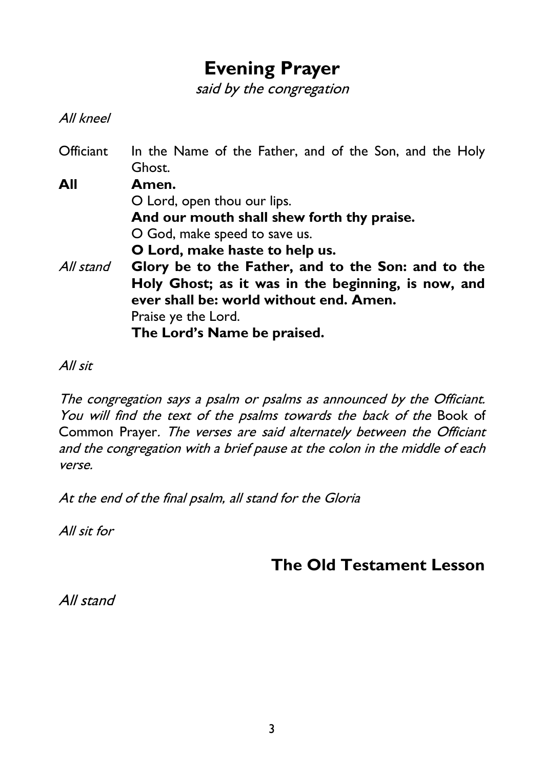# Evening Prayer

*said by the congregation*

*All kneel*

Officiant In the Name of the Father, and of the Son, and the Holy Ghost.

**All Amen.**

O Lord, open thou our lips.

**And our mouth shall shew forth thy praise.**

O God, make speed to save us.

**O Lord, make haste to help us.**

*All stand* **Glory be to the Father, and to the Son: and to the Holy Ghost; as it was in the beginning, is now, and ever shall be: world without end. Amen.**

Praise ye the Lord.

**The Lord's Name be praised.**

*All sit*

*The congregation says a psalm or psalms as announced by the Officiant. You will find the text of the psalms towards the back of the* Book of Common Prayer*. The verses are said alternately between the Officiant and the congregation with a brief pause at the colon in the middle of each verse.*

*At the end of the final psalm, all stand for the Gloria*

*All sit for*

## The Old Testament Lesson

*All stand*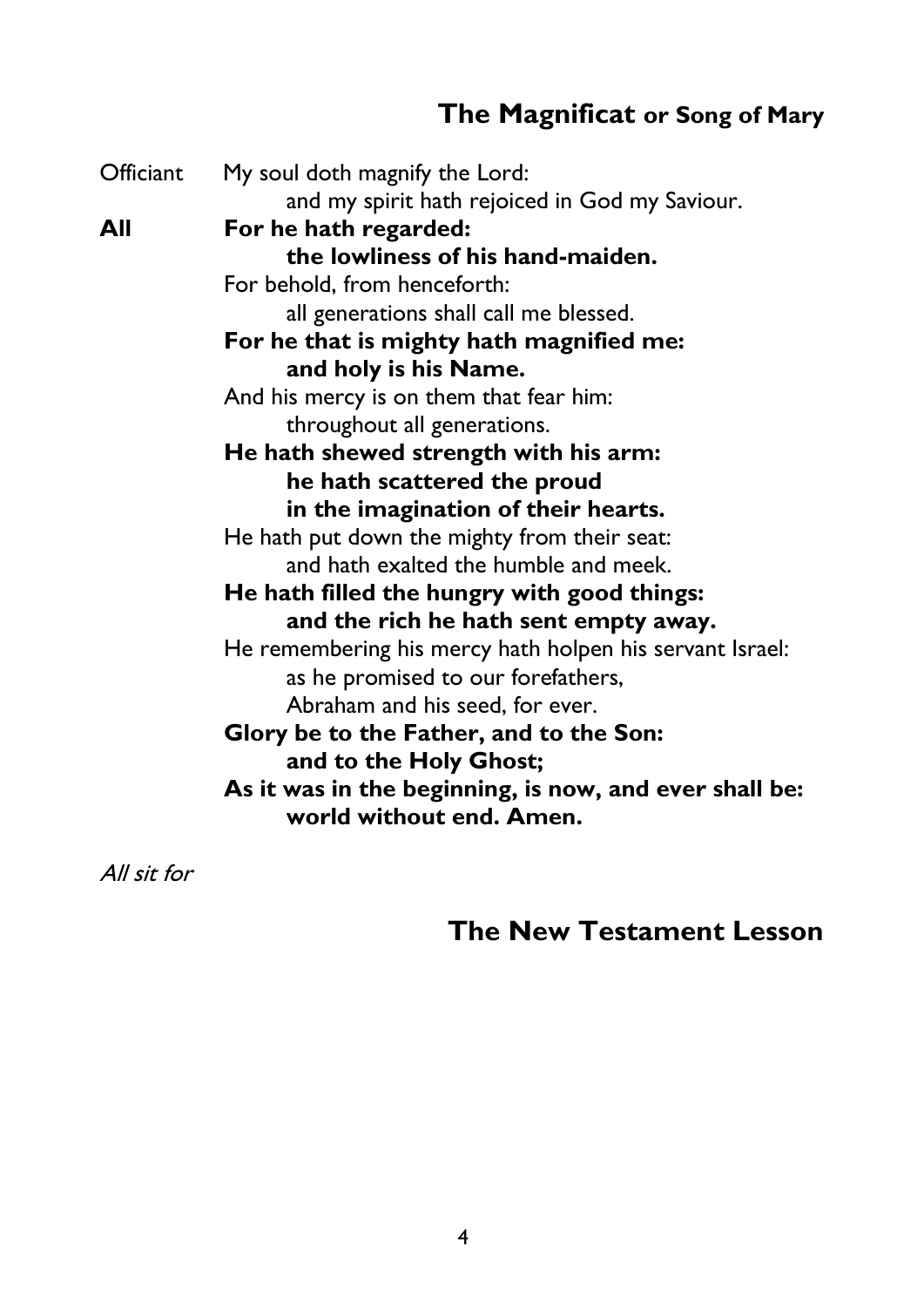## The Magnificat or Song of Mary

Officiant My soul doth magnify the Lord:
and my spirit hath rejoiced in God my Saviour.

**All** **For he hath regarded:**
**the lowliness of his hand-maiden.**

For behold, from henceforth:
all generations shall call me blessed.

**For he that is mighty hath magnified me:**
**and holy is his Name.**

And his mercy is on them that fear him:
throughout all generations.

**He hath shewed strength with his arm:**
**he hath scattered the proud**
**in the imagination of their hearts.**

He hath put down the mighty from their seat:
and hath exalted the humble and meek.

**He hath filled the hungry with good things:**
**and the rich he hath sent empty away.**

He remembering his mercy hath holpen his servant Israel:
as he promised to our forefathers,
Abraham and his seed, for ever.

**Glory be to the Father, and to the Son:**
**and to the Holy Ghost;**
**As it was in the beginning, is now, and ever shall be:**
**world without end. Amen.**

*All sit for*

## The New Testament Lesson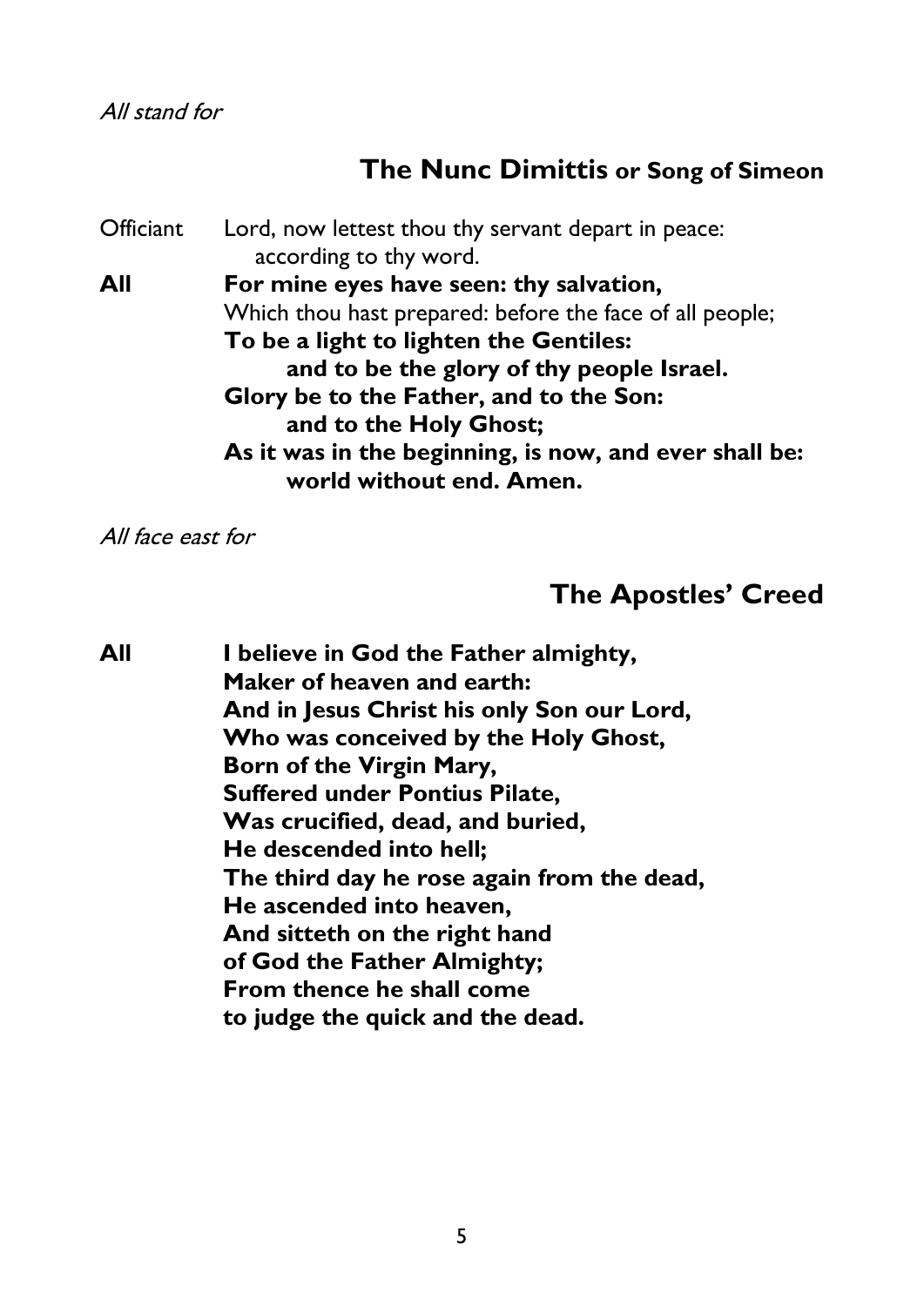*All stand for*

## The Nunc Dimittis or Song of Simeon

Officiant  Lord, now lettest thou thy servant depart in peace:
according to thy word.

**All  For mine eyes have seen: thy salvation,**
Which thou hast prepared: before the face of all people;
**To be a light to lighten the Gentiles:**
**and to be the glory of thy people Israel.**
**Glory be to the Father, and to the Son:**
**and to the Holy Ghost;**
**As it was in the beginning, is now, and ever shall be:**
**world without end. Amen.**

*All face east for*

## The Apostles' Creed

**All  I believe in God the Father almighty,**
**Maker of heaven and earth:**
**And in Jesus Christ his only Son our Lord,**
**Who was conceived by the Holy Ghost,**
**Born of the Virgin Mary,**
**Suffered under Pontius Pilate,**
**Was crucified, dead, and buried,**
**He descended into hell;**
**The third day he rose again from the dead,**
**He ascended into heaven,**
**And sitteth on the right hand**
**of God the Father Almighty;**
**From thence he shall come**
**to judge the quick and the dead.**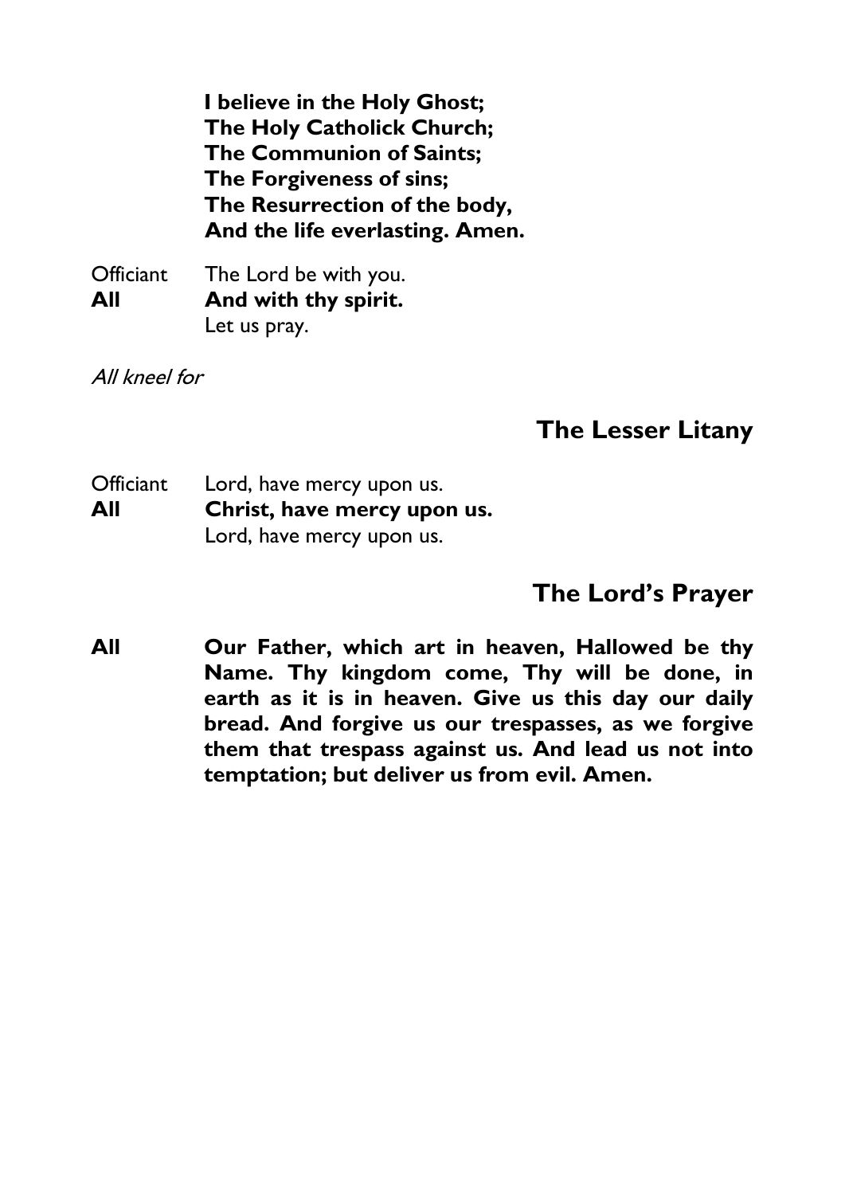**I believe in the Holy Ghost;**
**The Holy Catholick Church;**
**The Communion of Saints;**
**The Forgiveness of sins;**
**The Resurrection of the body,**
**And the life everlasting. Amen.**

Officiant The Lord be with you.
**All** **And with thy spirit.**
Let us pray.

*All kneel for*

## The Lesser Litany

Officiant Lord, have mercy upon us.
**All** **Christ, have mercy upon us.**
Lord, have mercy upon us.

## The Lord's Prayer

**All** **Our Father, which art in heaven, Hallowed be thy Name. Thy kingdom come, Thy will be done, in earth as it is in heaven. Give us this day our daily bread. And forgive us our trespasses, as we forgive them that trespass against us. And lead us not into temptation; but deliver us from evil. Amen.**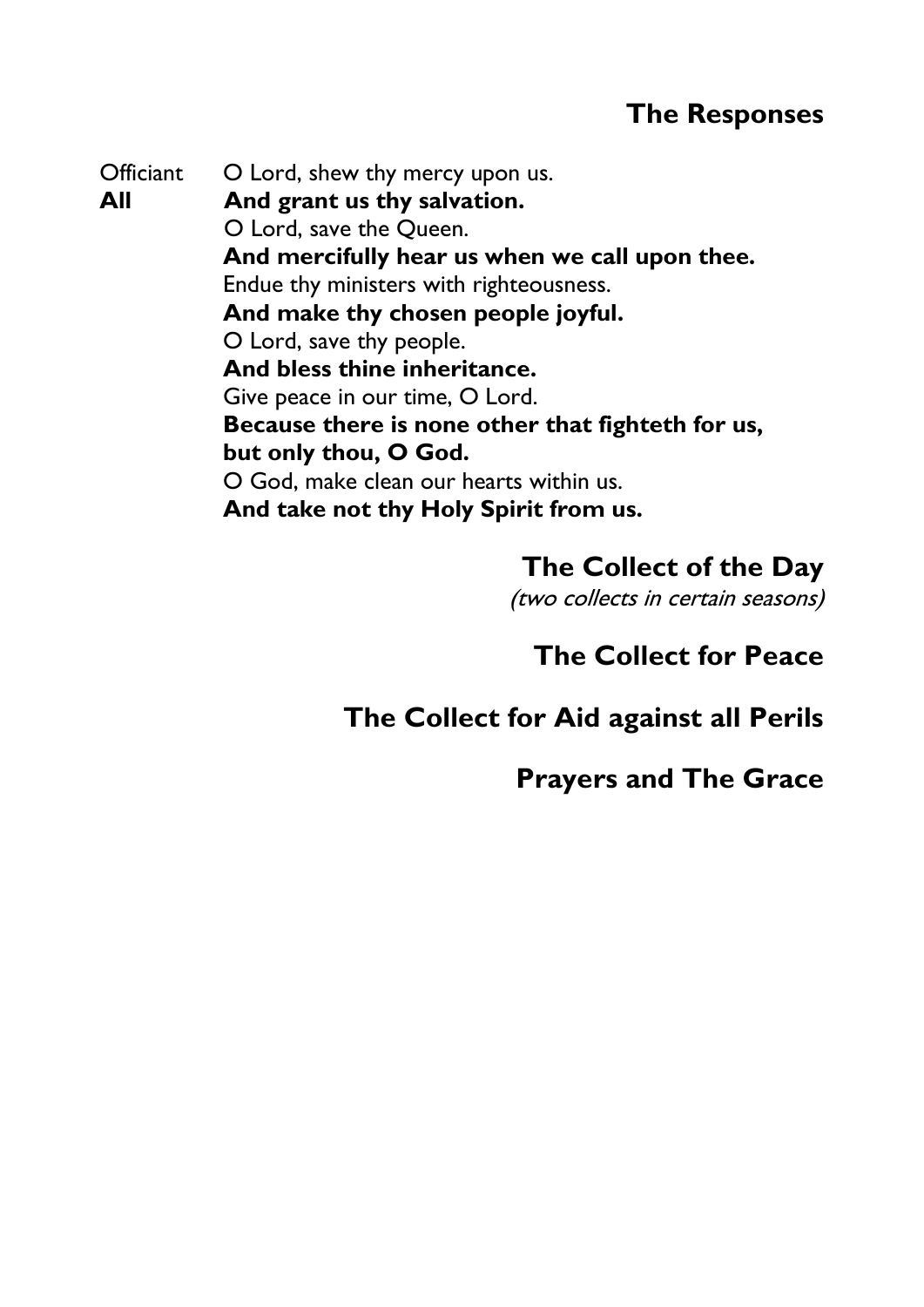## The Responses

Officiant O Lord, shew thy mercy upon us.
**All** **And grant us thy salvation.**
O Lord, save the Queen.
**And mercifully hear us when we call upon thee.**
Endue thy ministers with righteousness.
**And make thy chosen people joyful.**
O Lord, save thy people.
**And bless thine inheritance.**
Give peace in our time, O Lord.
**Because there is none other that fighteth for us, but only thou, O God.**
O God, make clean our hearts within us.
**And take not thy Holy Spirit from us.**

## The Collect of the Day

*(two collects in certain seasons)*

## The Collect for Peace

## The Collect for Aid against all Perils

## Prayers and The Grace